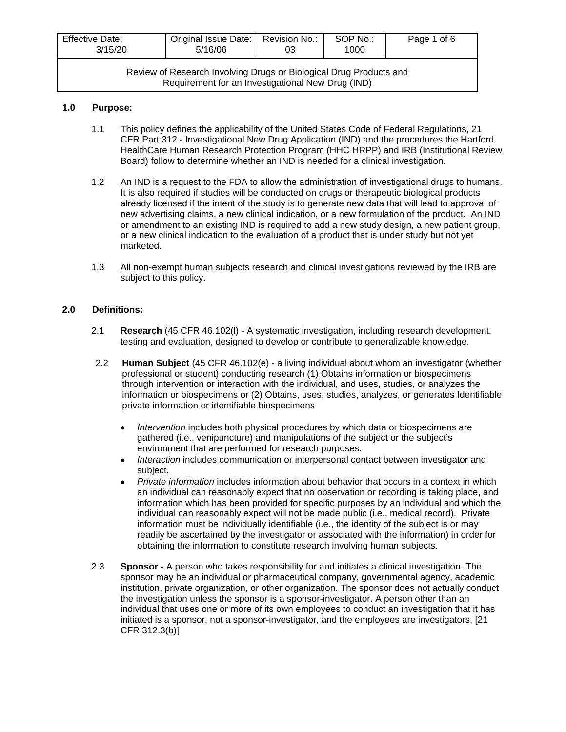| Effective Date: 3/15/20 | Original Issue Date: 5/16/06 | Revision No.: 03 | SOP No.: 1000 |
|---|---|---|---|

Review of Research Involving Drugs or Biological Drug Products and Requirement for an Investigational New Drug (IND)

## 1.0 Purpose:

1.1 This policy defines the applicability of the United States Code of Federal Regulations, 21 CFR Part 312 - Investigational New Drug Application (IND) and the procedures the Hartford HealthCare Human Research Protection Program (HHC HRPP) and IRB (Institutional Review Board) follow to determine whether an IND is needed for a clinical investigation.

1.2 An IND is a request to the FDA to allow the administration of investigational drugs to humans. It is also required if studies will be conducted on drugs or therapeutic biological products already licensed if the intent of the study is to generate new data that will lead to approval of new advertising claims, a new clinical indication, or a new formulation of the product. An IND or amendment to an existing IND is required to add a new study design, a new patient group, or a new clinical indication to the evaluation of a product that is under study but not yet marketed.

1.3 All non-exempt human subjects research and clinical investigations reviewed by the IRB are subject to this policy.

## 2.0 Definitions:

2.1 **Research** (45 CFR 46.102(l) - A systematic investigation, including research development, testing and evaluation, designed to develop or contribute to generalizable knowledge.

2.2 **Human Subject** (45 CFR 46.102(e) - a living individual about whom an investigator (whether professional or student) conducting research (1) Obtains information or biospecimens through intervention or interaction with the individual, and uses, studies, or analyzes the information or biospecimens or (2) Obtains, uses, studies, analyzes, or generates Identifiable private information or identifiable biospecimens

- *Intervention* includes both physical procedures by which data or biospecimens are gathered (i.e., venipuncture) and manipulations of the subject or the subject's environment that are performed for research purposes.
- *Interaction* includes communication or interpersonal contact between investigator and subject.
- *Private information* includes information about behavior that occurs in a context in which an individual can reasonably expect that no observation or recording is taking place, and information which has been provided for specific purposes by an individual and which the individual can reasonably expect will not be made public (i.e., medical record). Private information must be individually identifiable (i.e., the identity of the subject is or may readily be ascertained by the investigator or associated with the information) in order for obtaining the information to constitute research involving human subjects.

2.3 **Sponsor -** A person who takes responsibility for and initiates a clinical investigation. The sponsor may be an individual or pharmaceutical company, governmental agency, academic institution, private organization, or other organization. The sponsor does not actually conduct the investigation unless the sponsor is a sponsor-investigator. A person other than an individual that uses one or more of its own employees to conduct an investigation that it has initiated is a sponsor, not a sponsor-investigator, and the employees are investigators. [21 CFR 312.3(b)]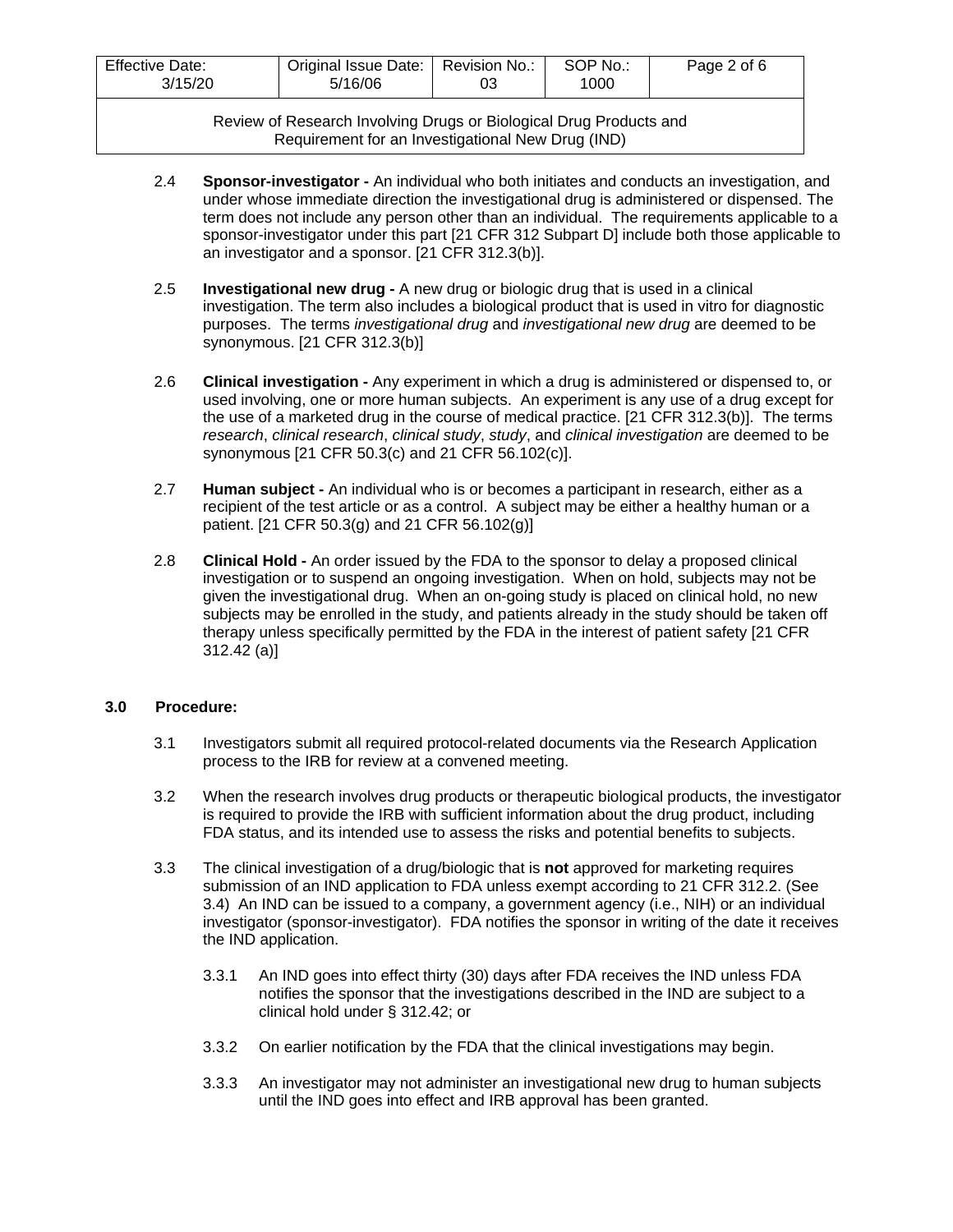2.4 **Sponsor-investigator -** An individual who both initiates and conducts an investigation, and under whose immediate direction the investigational drug is administered or dispensed. The term does not include any person other than an individual. The requirements applicable to a sponsor-investigator under this part [21 CFR 312 Subpart D] include both those applicable to an investigator and a sponsor. [21 CFR 312.3(b)].

2.5 **Investigational new drug -** A new drug or biologic drug that is used in a clinical investigation. The term also includes a biological product that is used in vitro for diagnostic purposes. The terms *investigational drug* and *investigational new drug* are deemed to be synonymous. [21 CFR 312.3(b)]

2.6 **Clinical investigation -** Any experiment in which a drug is administered or dispensed to, or used involving, one or more human subjects. An experiment is any use of a drug except for the use of a marketed drug in the course of medical practice. [21 CFR 312.3(b)]. The terms *research*, *clinical research*, *clinical study*, *study*, and *clinical investigation* are deemed to be synonymous [21 CFR 50.3(c) and 21 CFR 56.102(c)].

2.7 **Human subject -** An individual who is or becomes a participant in research, either as a recipient of the test article or as a control. A subject may be either a healthy human or a patient. [21 CFR 50.3(g) and 21 CFR 56.102(g)]

2.8 **Clinical Hold -** An order issued by the FDA to the sponsor to delay a proposed clinical investigation or to suspend an ongoing investigation. When on hold, subjects may not be given the investigational drug. When an on-going study is placed on clinical hold, no new subjects may be enrolled in the study, and patients already in the study should be taken off therapy unless specifically permitted by the FDA in the interest of patient safety [21 CFR 312.42 (a)]

## 3.0 Procedure:

3.1 Investigators submit all required protocol-related documents via the Research Application process to the IRB for review at a convened meeting.

3.2 When the research involves drug products or therapeutic biological products, the investigator is required to provide the IRB with sufficient information about the drug product, including FDA status, and its intended use to assess the risks and potential benefits to subjects.

3.3 The clinical investigation of a drug/biologic that is **not** approved for marketing requires submission of an IND application to FDA unless exempt according to 21 CFR 312.2. (See 3.4) An IND can be issued to a company, a government agency (i.e., NIH) or an individual investigator (sponsor-investigator). FDA notifies the sponsor in writing of the date it receives the IND application.

3.3.1 An IND goes into effect thirty (30) days after FDA receives the IND unless FDA notifies the sponsor that the investigations described in the IND are subject to a clinical hold under § 312.42; or

3.3.2 On earlier notification by the FDA that the clinical investigations may begin.

3.3.3 An investigator may not administer an investigational new drug to human subjects until the IND goes into effect and IRB approval has been granted.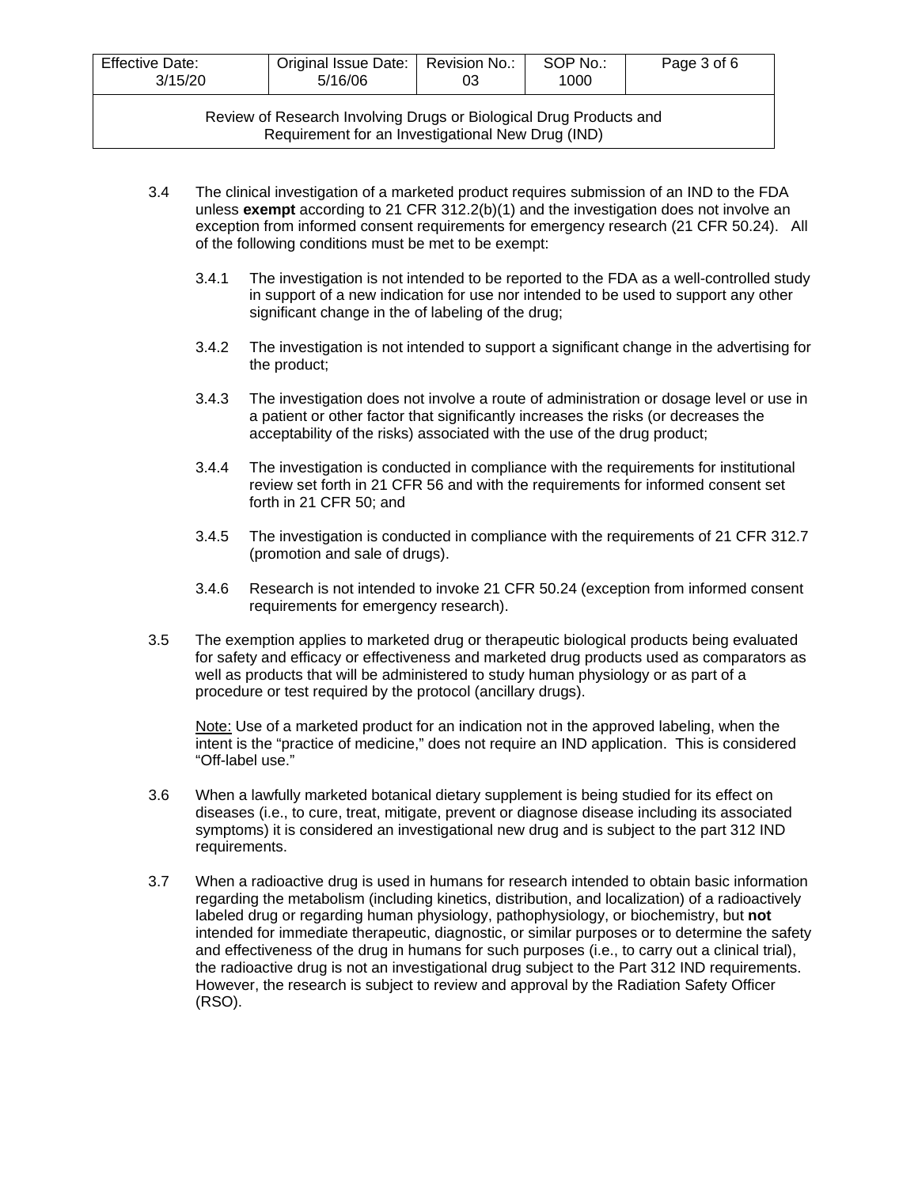3.4 The clinical investigation of a marketed product requires submission of an IND to the FDA unless **exempt** according to 21 CFR 312.2(b)(1) and the investigation does not involve an exception from informed consent requirements for emergency research (21 CFR 50.24). All of the following conditions must be met to be exempt:

3.4.1 The investigation is not intended to be reported to the FDA as a well-controlled study in support of a new indication for use nor intended to be used to support any other significant change in the of labeling of the drug;

3.4.2 The investigation is not intended to support a significant change in the advertising for the product;

3.4.3 The investigation does not involve a route of administration or dosage level or use in a patient or other factor that significantly increases the risks (or decreases the acceptability of the risks) associated with the use of the drug product;

3.4.4 The investigation is conducted in compliance with the requirements for institutional review set forth in 21 CFR 56 and with the requirements for informed consent set forth in 21 CFR 50; and

3.4.5 The investigation is conducted in compliance with the requirements of 21 CFR 312.7 (promotion and sale of drugs).

3.4.6 Research is not intended to invoke 21 CFR 50.24 (exception from informed consent requirements for emergency research).

3.5 The exemption applies to marketed drug or therapeutic biological products being evaluated for safety and efficacy or effectiveness and marketed drug products used as comparators as well as products that will be administered to study human physiology or as part of a procedure or test required by the protocol (ancillary drugs).

Note: Use of a marketed product for an indication not in the approved labeling, when the intent is the "practice of medicine," does not require an IND application. This is considered "Off-label use."

3.6 When a lawfully marketed botanical dietary supplement is being studied for its effect on diseases (i.e., to cure, treat, mitigate, prevent or diagnose disease including its associated symptoms) it is considered an investigational new drug and is subject to the part 312 IND requirements.

3.7 When a radioactive drug is used in humans for research intended to obtain basic information regarding the metabolism (including kinetics, distribution, and localization) of a radioactively labeled drug or regarding human physiology, pathophysiology, or biochemistry, but **not** intended for immediate therapeutic, diagnostic, or similar purposes or to determine the safety and effectiveness of the drug in humans for such purposes (i.e., to carry out a clinical trial), the radioactive drug is not an investigational drug subject to the Part 312 IND requirements. However, the research is subject to review and approval by the Radiation Safety Officer (RSO).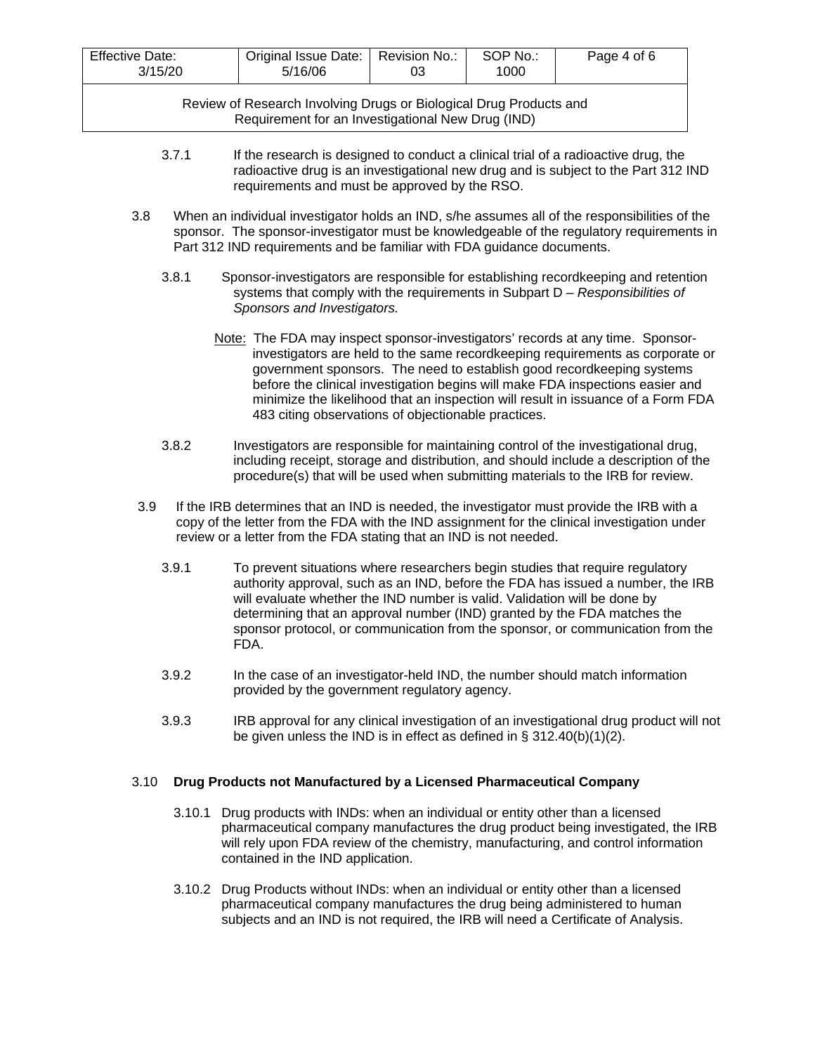3.7.1 If the research is designed to conduct a clinical trial of a radioactive drug, the radioactive drug is an investigational new drug and is subject to the Part 312 IND requirements and must be approved by the RSO.

3.8 When an individual investigator holds an IND, s/he assumes all of the responsibilities of the sponsor. The sponsor-investigator must be knowledgeable of the regulatory requirements in Part 312 IND requirements and be familiar with FDA guidance documents.

3.8.1 Sponsor-investigators are responsible for establishing recordkeeping and retention systems that comply with the requirements in Subpart D – *Responsibilities of Sponsors and Investigators.*

Note: The FDA may inspect sponsor-investigators' records at any time. Sponsor-investigators are held to the same recordkeeping requirements as corporate or government sponsors. The need to establish good recordkeeping systems before the clinical investigation begins will make FDA inspections easier and minimize the likelihood that an inspection will result in issuance of a Form FDA 483 citing observations of objectionable practices.

3.8.2 Investigators are responsible for maintaining control of the investigational drug, including receipt, storage and distribution, and should include a description of the procedure(s) that will be used when submitting materials to the IRB for review.

3.9 If the IRB determines that an IND is needed, the investigator must provide the IRB with a copy of the letter from the FDA with the IND assignment for the clinical investigation under review or a letter from the FDA stating that an IND is not needed.

3.9.1 To prevent situations where researchers begin studies that require regulatory authority approval, such as an IND, before the FDA has issued a number, the IRB will evaluate whether the IND number is valid. Validation will be done by determining that an approval number (IND) granted by the FDA matches the sponsor protocol, or communication from the sponsor, or communication from the FDA.

3.9.2 In the case of an investigator-held IND, the number should match information provided by the government regulatory agency.

3.9.3 IRB approval for any clinical investigation of an investigational drug product will not be given unless the IND is in effect as defined in § 312.40(b)(1)(2).

3.10 **Drug Products not Manufactured by a Licensed Pharmaceutical Company**

3.10.1 Drug products with INDs: when an individual or entity other than a licensed pharmaceutical company manufactures the drug product being investigated, the IRB will rely upon FDA review of the chemistry, manufacturing, and control information contained in the IND application.

3.10.2 Drug Products without INDs: when an individual or entity other than a licensed pharmaceutical company manufactures the drug being administered to human subjects and an IND is not required, the IRB will need a Certificate of Analysis.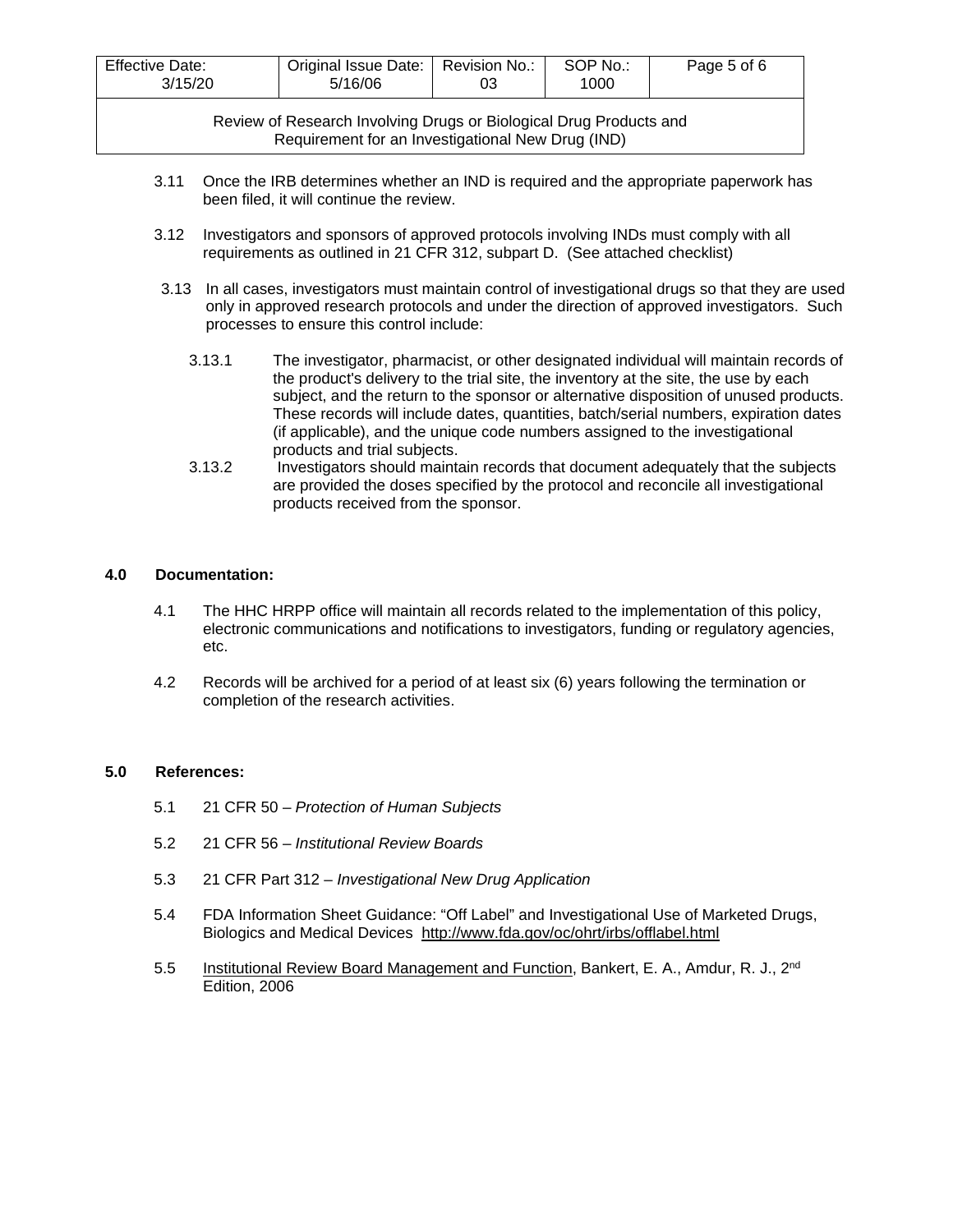3.11 Once the IRB determines whether an IND is required and the appropriate paperwork has been filed, it will continue the review.

3.12 Investigators and sponsors of approved protocols involving INDs must comply with all requirements as outlined in 21 CFR 312, subpart D. (See attached checklist)

3.13 In all cases, investigators must maintain control of investigational drugs so that they are used only in approved research protocols and under the direction of approved investigators. Such processes to ensure this control include:

3.13.1 The investigator, pharmacist, or other designated individual will maintain records of the product's delivery to the trial site, the inventory at the site, the use by each subject, and the return to the sponsor or alternative disposition of unused products. These records will include dates, quantities, batch/serial numbers, expiration dates (if applicable), and the unique code numbers assigned to the investigational products and trial subjects.

3.13.2 Investigators should maintain records that document adequately that the subjects are provided the doses specified by the protocol and reconcile all investigational products received from the sponsor.

## 4.0 Documentation:

4.1 The HHC HRPP office will maintain all records related to the implementation of this policy, electronic communications and notifications to investigators, funding or regulatory agencies, etc.

4.2 Records will be archived for a period of at least six (6) years following the termination or completion of the research activities.

## 5.0 References:

5.1 21 CFR 50 – *Protection of Human Subjects*

5.2 21 CFR 56 – *Institutional Review Boards*

5.3 21 CFR Part 312 – *Investigational New Drug Application*

5.4 FDA Information Sheet Guidance: "Off Label" and Investigational Use of Marketed Drugs, Biologics and Medical Devices http://www.fda.gov/oc/ohrt/irbs/offlabel.html

5.5 Institutional Review Board Management and Function, Bankert, E. A., Amdur, R. J., 2nd Edition, 2006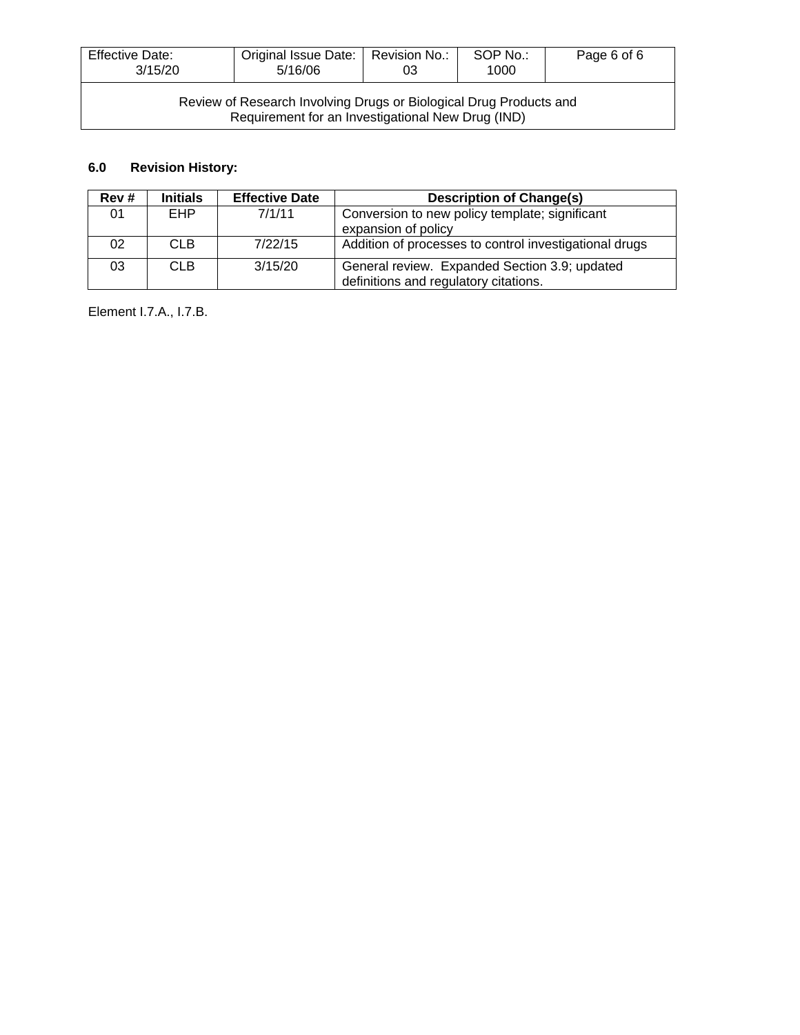## 6.0 Revision History:

| Rev # | Initials | Effective Date | Description of Change(s) |
|---|---|---|---|
| 01 | EHP | 7/1/11 | Conversion to new policy template; significant expansion of policy |
| 02 | CLB | 7/22/15 | Addition of processes to control investigational drugs |
| 03 | CLB | 3/15/20 | General review. Expanded Section 3.9; updated definitions and regulatory citations. |

Element I.7.A., I.7.B.